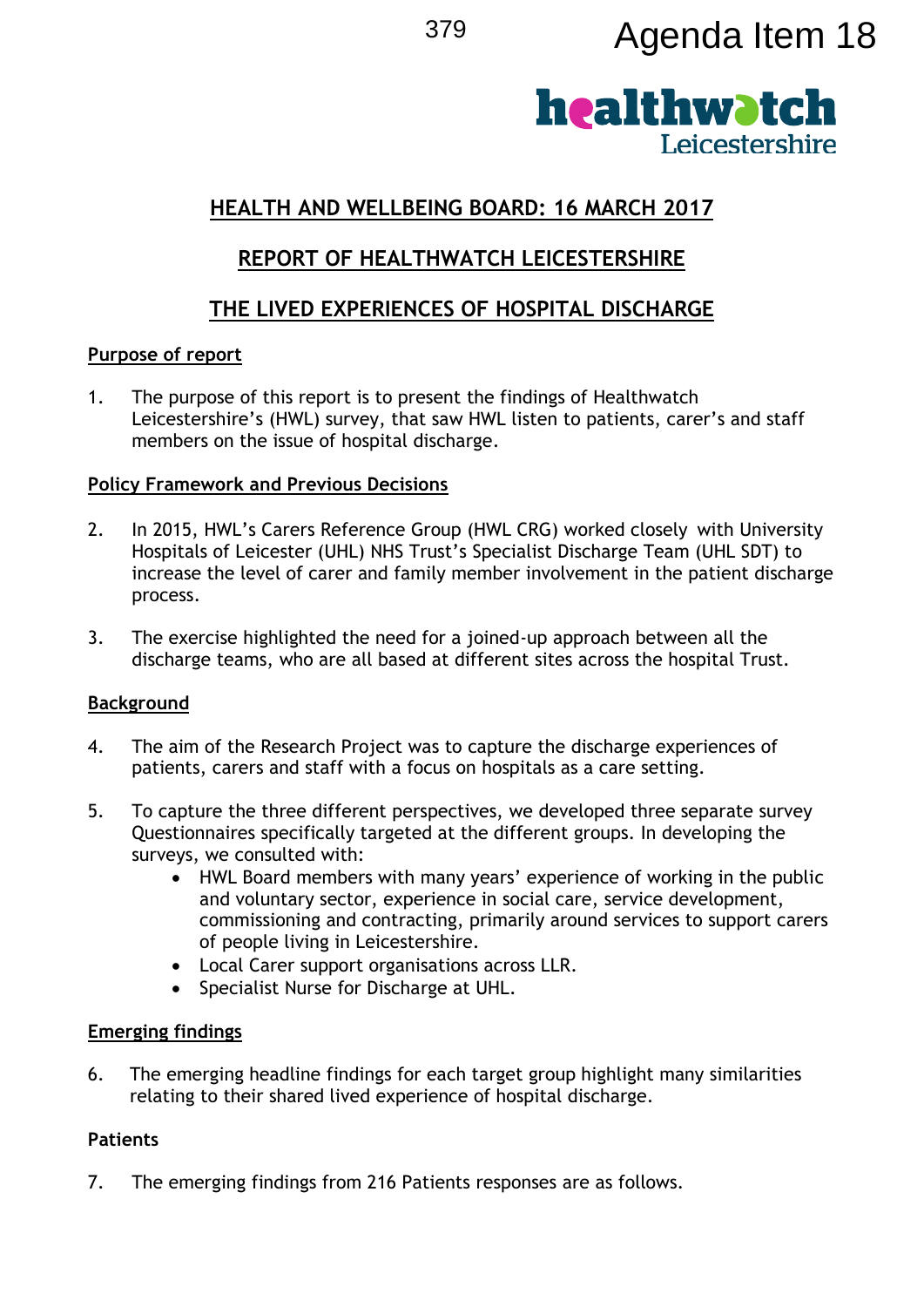Agenda Item 18

# HEALTH AND WELLBEING BOARD: 16 MARCH 2017

# REPORT OF HEALTHWATCH LEICESTERSHIRE

# THE LIVED EXPERIENCES OF HOSPITAL DISCHARGE

## Purpose of report

1. The purpose of this report is to present the findings of Healthwatch Leicestershire's (HWL) survey, that saw HWL listen to patients, carer's and staff members on the issue of hospital discharge.

## Policy Framework and Previous Decisions

2. In 2015, HWL's Carers Reference Group (HWL CRG) worked closely with University Hospitals of Leicester (UHL) NHS Trust's Specialist Discharge Team (UHL SDT) to increase the level of carer and family member involvement in the patient discharge process.

3. The exercise highlighted the need for a joined-up approach between all the discharge teams, who are all based at different sites across the hospital Trust.

## Background

4. The aim of the Research Project was to capture the discharge experiences of patients, carers and staff with a focus on hospitals as a care setting.

5. To capture the three different perspectives, we developed three separate survey Questionnaires specifically targeted at the different groups. In developing the surveys, we consulted with:
   - HWL Board members with many years' experience of working in the public and voluntary sector, experience in social care, service development, commissioning and contracting, primarily around services to support carers of people living in Leicestershire.
   - Local Carer support organisations across LLR.
   - Specialist Nurse for Discharge at UHL.

## Emerging findings

6. The emerging headline findings for each target group highlight many similarities relating to their shared lived experience of hospital discharge.

### Patients

7. The emerging findings from 216 Patients responses are as follows.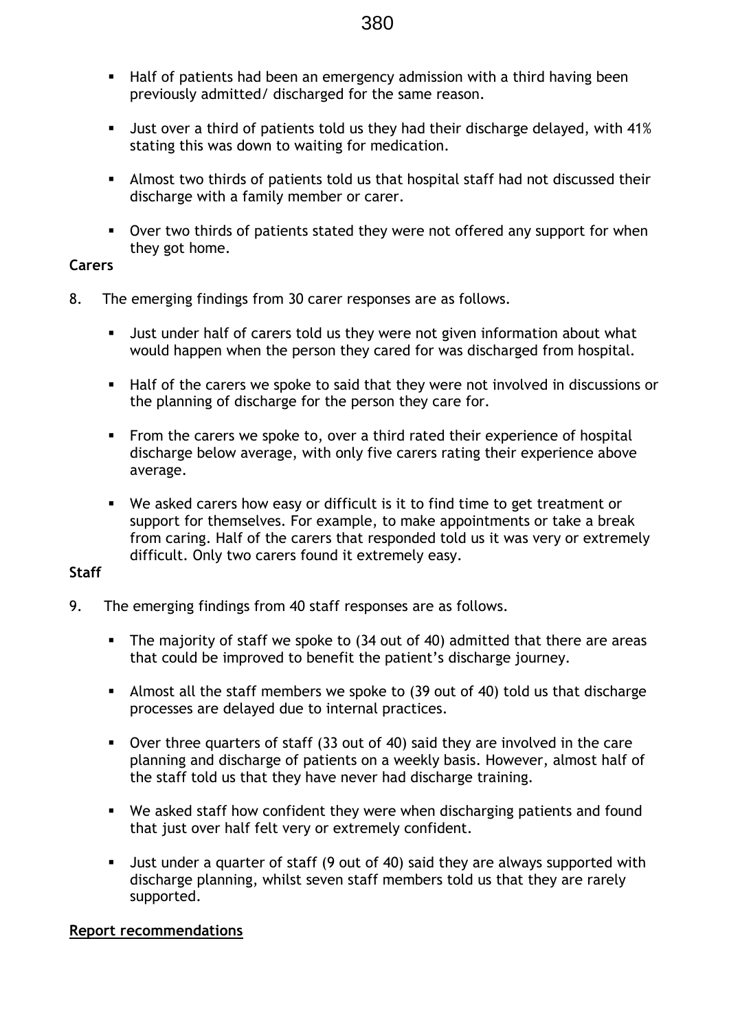- Half of patients had been an emergency admission with a third having been previously admitted/ discharged for the same reason.
- Just over a third of patients told us they had their discharge delayed, with 41% stating this was down to waiting for medication.
- Almost two thirds of patients told us that hospital staff had not discussed their discharge with a family member or carer.
- Over two thirds of patients stated they were not offered any support for when they got home.

**Carers**

8. The emerging findings from 30 carer responses are as follows.

   - Just under half of carers told us they were not given information about what would happen when the person they cared for was discharged from hospital.
   - Half of the carers we spoke to said that they were not involved in discussions or the planning of discharge for the person they care for.
   - From the carers we spoke to, over a third rated their experience of hospital discharge below average, with only five carers rating their experience above average.
   - We asked carers how easy or difficult is it to find time to get treatment or support for themselves. For example, to make appointments or take a break from caring. Half of the carers that responded told us it was very or extremely difficult. Only two carers found it extremely easy.

**Staff**

9. The emerging findings from 40 staff responses are as follows.

   - The majority of staff we spoke to (34 out of 40) admitted that there are areas that could be improved to benefit the patient's discharge journey.
   - Almost all the staff members we spoke to (39 out of 40) told us that discharge processes are delayed due to internal practices.
   - Over three quarters of staff (33 out of 40) said they are involved in the care planning and discharge of patients on a weekly basis. However, almost half of the staff told us that they have never had discharge training.
   - We asked staff how confident they were when discharging patients and found that just over half felt very or extremely confident.
   - Just under a quarter of staff (9 out of 40) said they are always supported with discharge planning, whilst seven staff members told us that they are rarely supported.

**Report recommendations**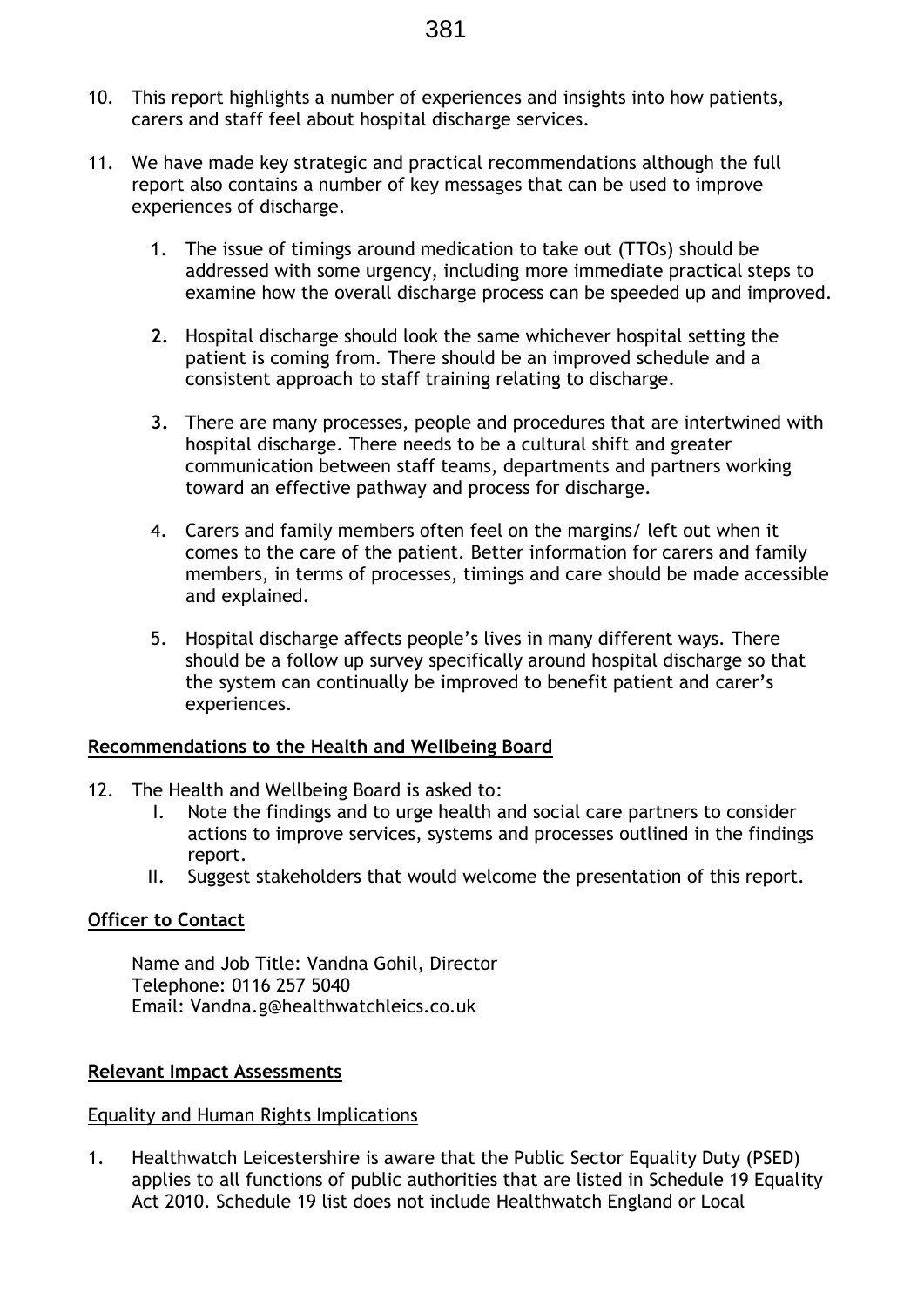10. This report highlights a number of experiences and insights into how patients, carers and staff feel about hospital discharge services.

11. We have made key strategic and practical recommendations although the full report also contains a number of key messages that can be used to improve experiences of discharge.

    1. The issue of timings around medication to take out (TTOs) should be addressed with some urgency, including more immediate practical steps to examine how the overall discharge process can be speeded up and improved.

    2. Hospital discharge should look the same whichever hospital setting the patient is coming from. There should be an improved schedule and a consistent approach to staff training relating to discharge.

    3. There are many processes, people and procedures that are intertwined with hospital discharge. There needs to be a cultural shift and greater communication between staff teams, departments and partners working toward an effective pathway and process for discharge.

    4. Carers and family members often feel on the margins/ left out when it comes to the care of the patient. Better information for carers and family members, in terms of processes, timings and care should be made accessible and explained.

    5. Hospital discharge affects people's lives in many different ways. There should be a follow up survey specifically around hospital discharge so that the system can continually be improved to benefit patient and carer's experiences.

**Recommendations to the Health and Wellbeing Board**

12. The Health and Wellbeing Board is asked to:
    I. Note the findings and to urge health and social care partners to consider actions to improve services, systems and processes outlined in the findings report.
    II. Suggest stakeholders that would welcome the presentation of this report.

**Officer to Contact**

Name and Job Title: Vandna Gohil, Director
Telephone: 0116 257 5040
Email: Vandna.g@healthwatchleics.co.uk

**Relevant Impact Assessments**

Equality and Human Rights Implications

1. Healthwatch Leicestershire is aware that the Public Sector Equality Duty (PSED) applies to all functions of public authorities that are listed in Schedule 19 Equality Act 2010. Schedule 19 list does not include Healthwatch England or Local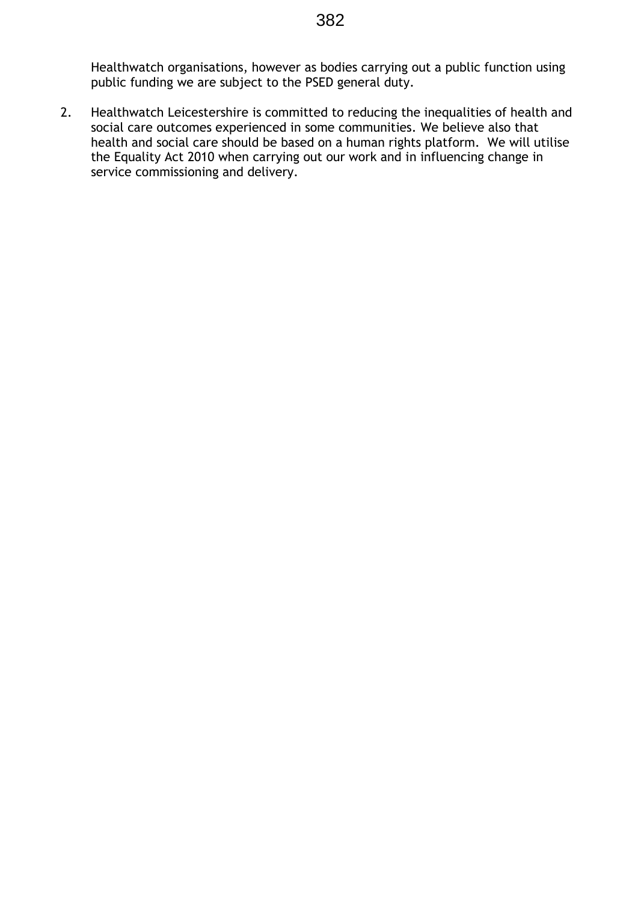Healthwatch organisations, however as bodies carrying out a public function using public funding we are subject to the PSED general duty.

2. Healthwatch Leicestershire is committed to reducing the inequalities of health and social care outcomes experienced in some communities. We believe also that health and social care should be based on a human rights platform. We will utilise the Equality Act 2010 when carrying out our work and in influencing change in service commissioning and delivery.